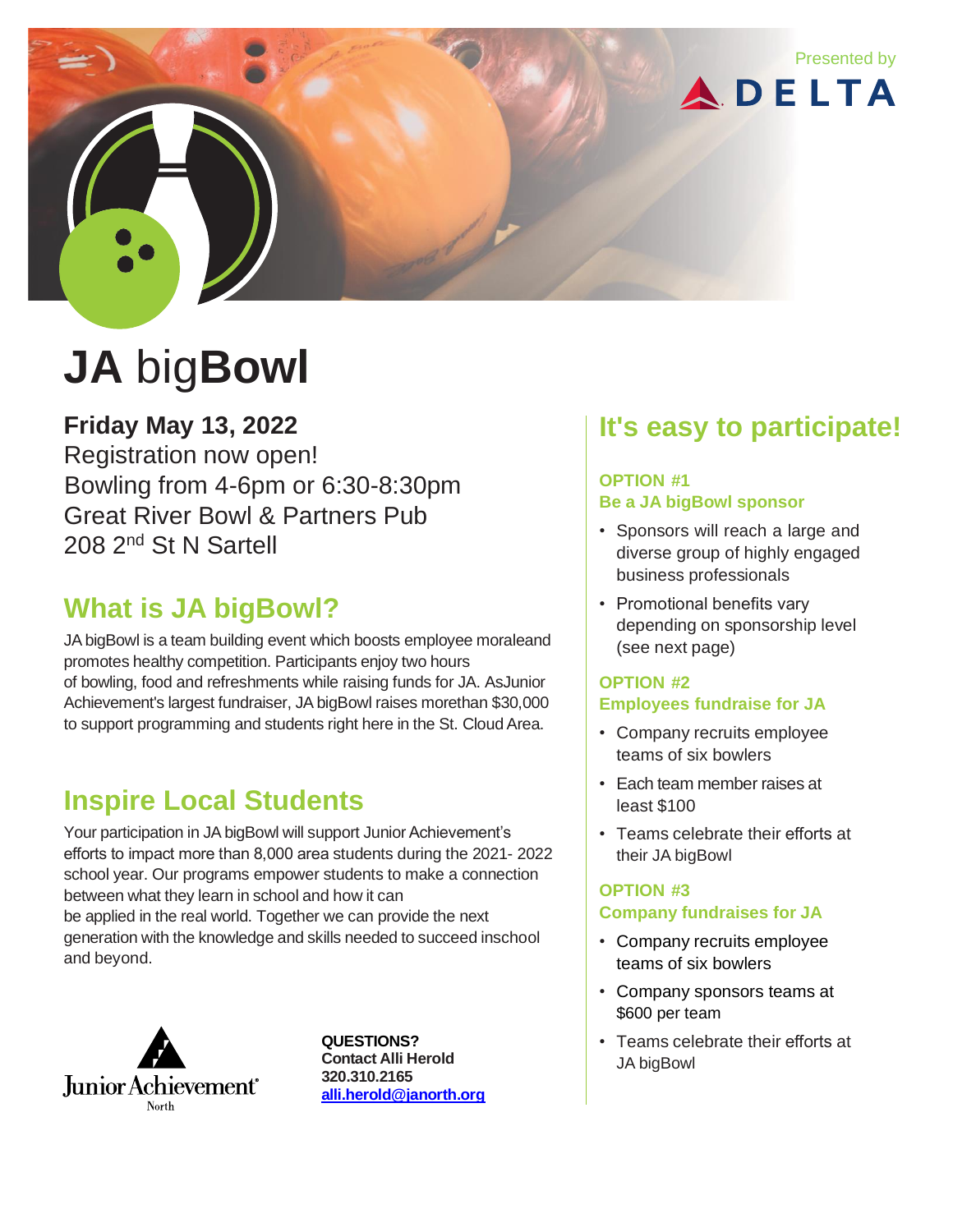Presented by DELTA

# JA bigBowl

**Friday May 13, 2022**
Registration now open!
Bowling from 4-6pm or 6:30-8:30pm
Great River Bowl & Partners Pub
208 2nd St N Sartell

## What is JA bigBowl?

JA bigBowl is a team building event which boosts employee moraleand promotes healthy competition. Participants enjoy two hours of bowling, food and refreshments while raising funds for JA. AsJunior Achievement's largest fundraiser, JA bigBowl raises morethan $30,000 to support programming and students right here in the St. Cloud Area.

## Inspire Local Students

Your participation in JA bigBowl will support Junior Achievement's efforts to impact more than 8,000 area students during the 2021- 2022 school year. Our programs empower students to make a connection between what they learn in school and how it can be applied in the real world. Together we can provide the next generation with the knowledge and skills needed to succeed inschool and beyond.

Junior Achievement North

**QUESTIONS?**
**Contact Alli Herold**
**320.310.2165**
**alli.herold@janorth.org**

## It's easy to participate!

### OPTION #1
### Be a JA bigBowl sponsor

- Sponsors will reach a large and diverse group of highly engaged business professionals
- Promotional benefits vary depending on sponsorship level (see next page)

### OPTION #2
### Employees fundraise for JA

- Company recruits employee teams of six bowlers
- Each team member raises at least $100
- Teams celebrate their efforts at their JA bigBowl

### OPTION #3
### Company fundraises for JA

- Company recruits employee teams of six bowlers
- Company sponsors teams at $600 per team
- Teams celebrate their efforts at JA bigBowl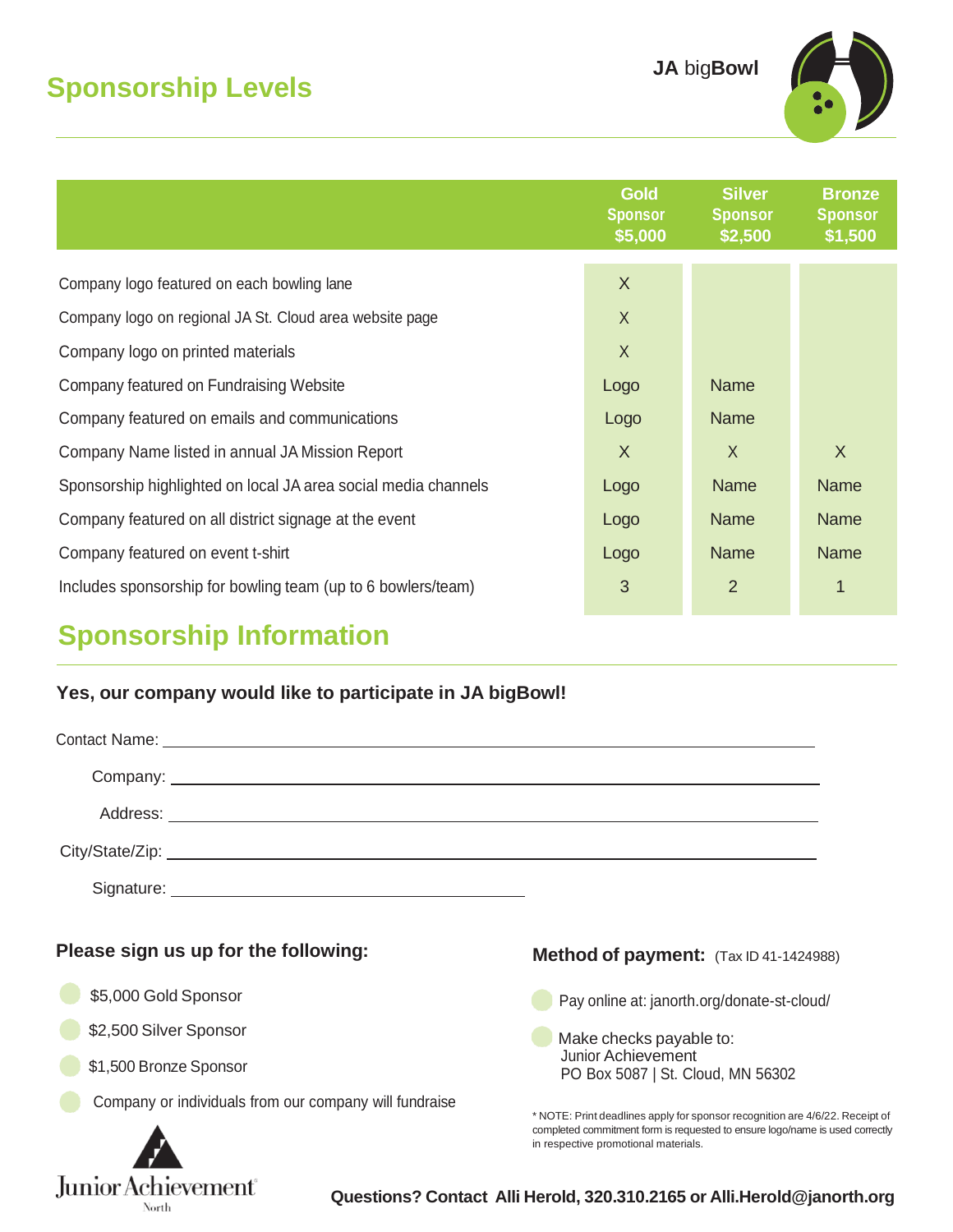## Sponsorship Levels

**JA** big**Bowl**

| | Gold Sponsor $5,000 | Silver Sponsor $2,500 | Bronze Sponsor $1,500 |
|---|---|---|---|
| Company logo featured on each bowling lane | X | | |
| Company logo on regional JA St. Cloud area website page | X | | |
| Company logo on printed materials | X | | |
| Company featured on Fundraising Website | Logo | Name | |
| Company featured on emails and communications | Logo | Name | |
| Company Name listed in annual JA Mission Report | X | X | X |
| Sponsorship highlighted on local JA area social media channels | Logo | Name | Name |
| Company featured on all district signage at the event | Logo | Name | Name |
| Company featured on event t-shirt | Logo | Name | Name |
| Includes sponsorship for bowling team (up to 6 bowlers/team) | 3 | 2 | 1 |

## Sponsorship Information

**Yes, our company would like to participate in JA bigBowl!**

Contact Name: ______________________________

Company: ______________________________

Address: ______________________________

City/State/Zip: ______________________________

Signature: ______________________________

### Please sign us up for the following:

- $5,000 Gold Sponsor
- $2,500 Silver Sponsor
- $1,500 Bronze Sponsor
- Company or individuals from our company will fundraise

### Method of payment: (Tax ID 41-1424988)

- Pay online at: janorth.org/donate-st-cloud/
- Make checks payable to:
  Junior Achievement
  PO Box 5087 | St. Cloud, MN 56302

* NOTE: Print deadlines apply for sponsor recognition are 4/6/22. Receipt of completed commitment form is requested to ensure logo/name is used correctly in respective promotional materials.

Junior Achievement North

**Questions? Contact Alli Herold, 320.310.2165 or Alli.Herold@janorth.org**